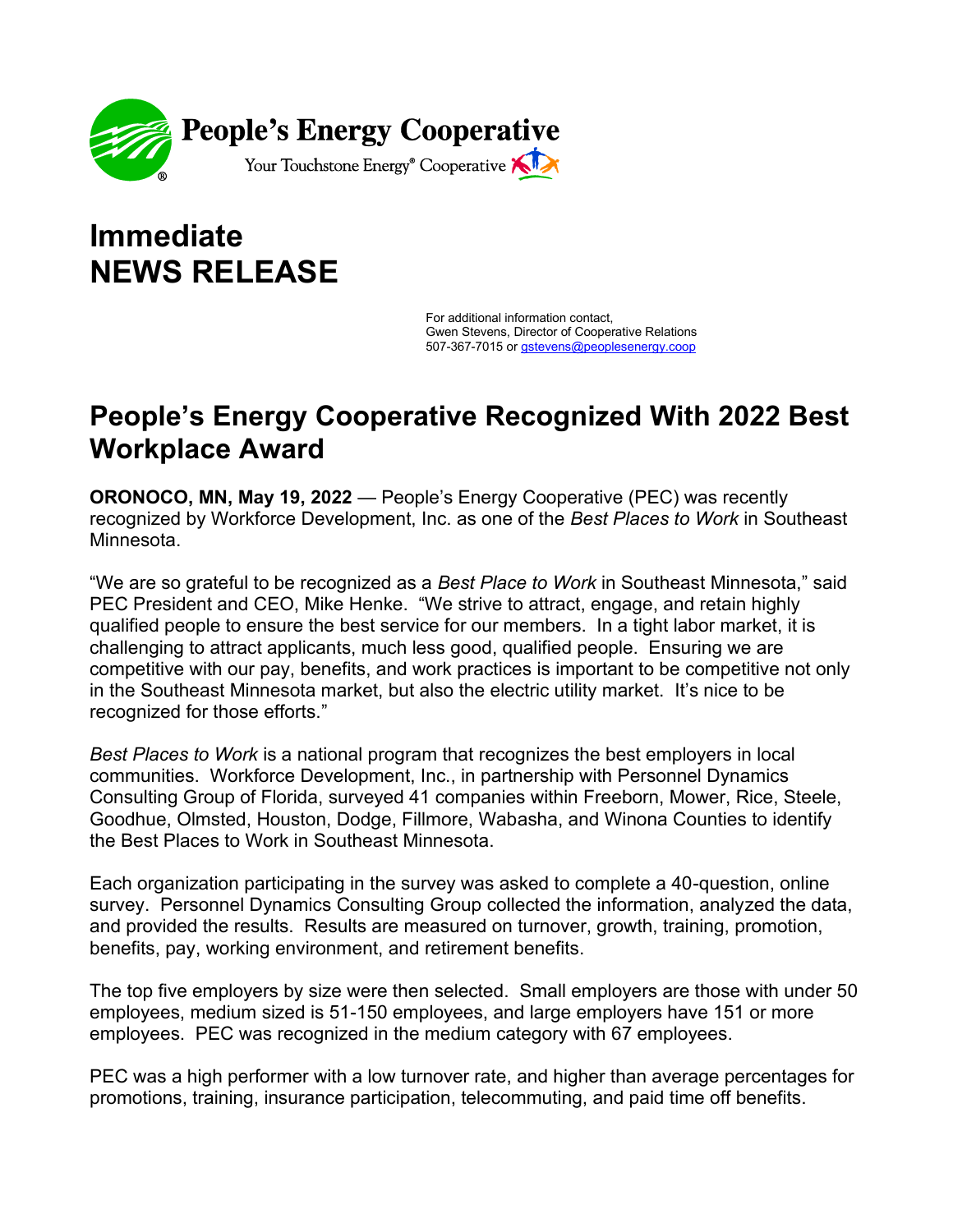**People's Energy Cooperative**

Your Touchstone Energy® Cooperative

# Immediate NEWS RELEASE

For additional information contact,
Gwen Stevens, Director of Cooperative Relations
507-367-7015 or gstevens@peoplesenergy.coop

## People's Energy Cooperative Recognized With 2022 Best Workplace Award

**ORONOCO, MN, May 19, 2022** — People's Energy Cooperative (PEC) was recently recognized by Workforce Development, Inc. as one of the *Best Places to Work* in Southeast Minnesota.

"We are so grateful to be recognized as a *Best Place to Work* in Southeast Minnesota," said PEC President and CEO, Mike Henke. "We strive to attract, engage, and retain highly qualified people to ensure the best service for our members. In a tight labor market, it is challenging to attract applicants, much less good, qualified people. Ensuring we are competitive with our pay, benefits, and work practices is important to be competitive not only in the Southeast Minnesota market, but also the electric utility market. It's nice to be recognized for those efforts."

*Best Places to Work* is a national program that recognizes the best employers in local communities. Workforce Development, Inc., in partnership with Personnel Dynamics Consulting Group of Florida, surveyed 41 companies within Freeborn, Mower, Rice, Steele, Goodhue, Olmsted, Houston, Dodge, Fillmore, Wabasha, and Winona Counties to identify the Best Places to Work in Southeast Minnesota.

Each organization participating in the survey was asked to complete a 40-question, online survey. Personnel Dynamics Consulting Group collected the information, analyzed the data, and provided the results. Results are measured on turnover, growth, training, promotion, benefits, pay, working environment, and retirement benefits.

The top five employers by size were then selected. Small employers are those with under 50 employees, medium sized is 51-150 employees, and large employers have 151 or more employees. PEC was recognized in the medium category with 67 employees.

PEC was a high performer with a low turnover rate, and higher than average percentages for promotions, training, insurance participation, telecommuting, and paid time off benefits.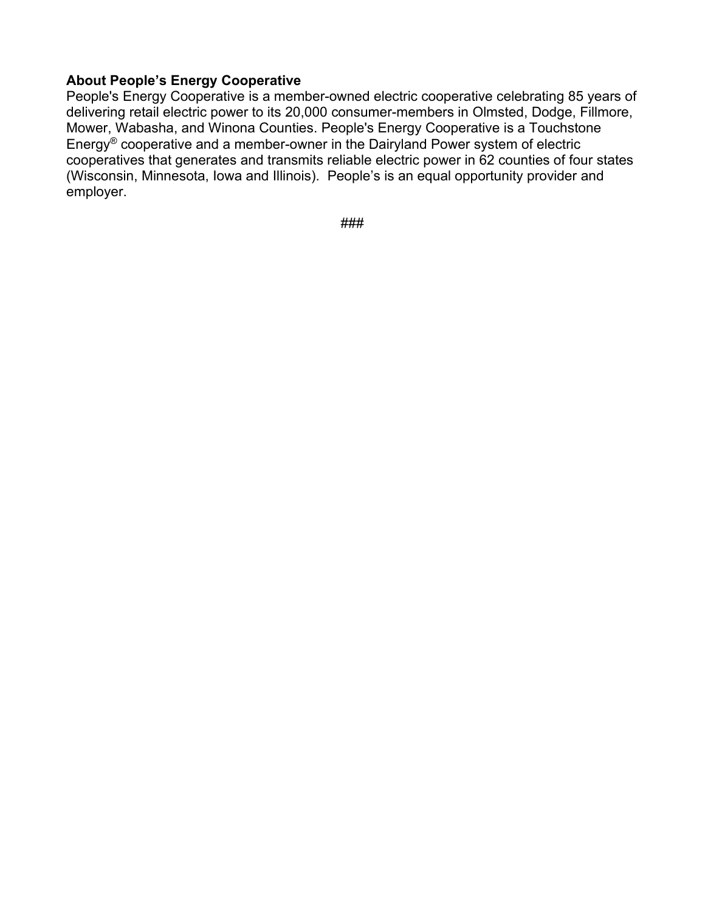**About People's Energy Cooperative**

People's Energy Cooperative is a member-owned electric cooperative celebrating 85 years of delivering retail electric power to its 20,000 consumer-members in Olmsted, Dodge, Fillmore, Mower, Wabasha, and Winona Counties. People's Energy Cooperative is a Touchstone Energy® cooperative and a member-owner in the Dairyland Power system of electric cooperatives that generates and transmits reliable electric power in 62 counties of four states (Wisconsin, Minnesota, Iowa and Illinois). People's is an equal opportunity provider and employer.

###